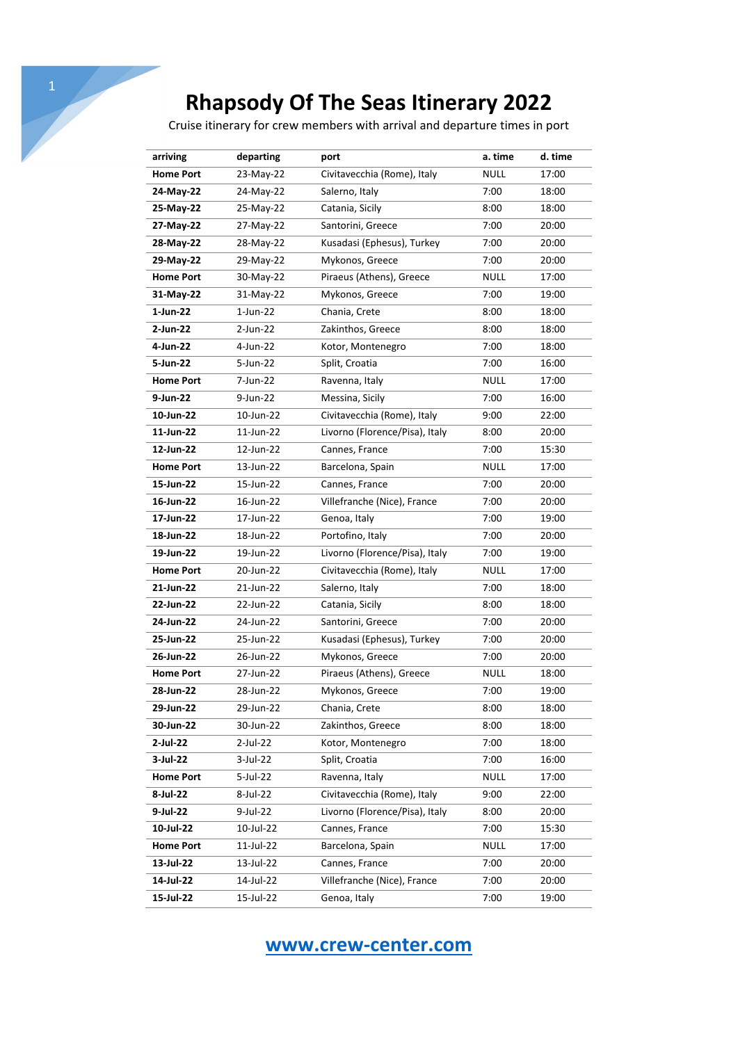# Rhapsody Of The Seas Itinerary 2022

Cruise itinerary for crew members with arrival and departure times in port

| arriving | departing | port | a. time | d. time |
|---|---|---|---|---|
| **Home Port** | 23-May-22 | Civitavecchia (Rome), Italy | NULL | 17:00 |
| **24-May-22** | 24-May-22 | Salerno, Italy | 7:00 | 18:00 |
| **25-May-22** | 25-May-22 | Catania, Sicily | 8:00 | 18:00 |
| **27-May-22** | 27-May-22 | Santorini, Greece | 7:00 | 20:00 |
| **28-May-22** | 28-May-22 | Kusadasi (Ephesus), Turkey | 7:00 | 20:00 |
| **29-May-22** | 29-May-22 | Mykonos, Greece | 7:00 | 20:00 |
| **Home Port** | 30-May-22 | Piraeus (Athens), Greece | NULL | 17:00 |
| **31-May-22** | 31-May-22 | Mykonos, Greece | 7:00 | 19:00 |
| **1-Jun-22** | 1-Jun-22 | Chania, Crete | 8:00 | 18:00 |
| **2-Jun-22** | 2-Jun-22 | Zakinthos, Greece | 8:00 | 18:00 |
| **4-Jun-22** | 4-Jun-22 | Kotor, Montenegro | 7:00 | 18:00 |
| **5-Jun-22** | 5-Jun-22 | Split, Croatia | 7:00 | 16:00 |
| **Home Port** | 7-Jun-22 | Ravenna, Italy | NULL | 17:00 |
| **9-Jun-22** | 9-Jun-22 | Messina, Sicily | 7:00 | 16:00 |
| **10-Jun-22** | 10-Jun-22 | Civitavecchia (Rome), Italy | 9:00 | 22:00 |
| **11-Jun-22** | 11-Jun-22 | Livorno (Florence/Pisa), Italy | 8:00 | 20:00 |
| **12-Jun-22** | 12-Jun-22 | Cannes, France | 7:00 | 15:30 |
| **Home Port** | 13-Jun-22 | Barcelona, Spain | NULL | 17:00 |
| **15-Jun-22** | 15-Jun-22 | Cannes, France | 7:00 | 20:00 |
| **16-Jun-22** | 16-Jun-22 | Villefranche (Nice), France | 7:00 | 20:00 |
| **17-Jun-22** | 17-Jun-22 | Genoa, Italy | 7:00 | 19:00 |
| **18-Jun-22** | 18-Jun-22 | Portofino, Italy | 7:00 | 20:00 |
| **19-Jun-22** | 19-Jun-22 | Livorno (Florence/Pisa), Italy | 7:00 | 19:00 |
| **Home Port** | 20-Jun-22 | Civitavecchia (Rome), Italy | NULL | 17:00 |
| **21-Jun-22** | 21-Jun-22 | Salerno, Italy | 7:00 | 18:00 |
| **22-Jun-22** | 22-Jun-22 | Catania, Sicily | 8:00 | 18:00 |
| **24-Jun-22** | 24-Jun-22 | Santorini, Greece | 7:00 | 20:00 |
| **25-Jun-22** | 25-Jun-22 | Kusadasi (Ephesus), Turkey | 7:00 | 20:00 |
| **26-Jun-22** | 26-Jun-22 | Mykonos, Greece | 7:00 | 20:00 |
| **Home Port** | 27-Jun-22 | Piraeus (Athens), Greece | NULL | 18:00 |
| **28-Jun-22** | 28-Jun-22 | Mykonos, Greece | 7:00 | 19:00 |
| **29-Jun-22** | 29-Jun-22 | Chania, Crete | 8:00 | 18:00 |
| **30-Jun-22** | 30-Jun-22 | Zakinthos, Greece | 8:00 | 18:00 |
| **2-Jul-22** | 2-Jul-22 | Kotor, Montenegro | 7:00 | 18:00 |
| **3-Jul-22** | 3-Jul-22 | Split, Croatia | 7:00 | 16:00 |
| **Home Port** | 5-Jul-22 | Ravenna, Italy | NULL | 17:00 |
| **8-Jul-22** | 8-Jul-22 | Civitavecchia (Rome), Italy | 9:00 | 22:00 |
| **9-Jul-22** | 9-Jul-22 | Livorno (Florence/Pisa), Italy | 8:00 | 20:00 |
| **10-Jul-22** | 10-Jul-22 | Cannes, France | 7:00 | 15:30 |
| **Home Port** | 11-Jul-22 | Barcelona, Spain | NULL | 17:00 |
| **13-Jul-22** | 13-Jul-22 | Cannes, France | 7:00 | 20:00 |
| **14-Jul-22** | 14-Jul-22 | Villefranche (Nice), France | 7:00 | 20:00 |
| **15-Jul-22** | 15-Jul-22 | Genoa, Italy | 7:00 | 19:00 |

**www.crew-center.com**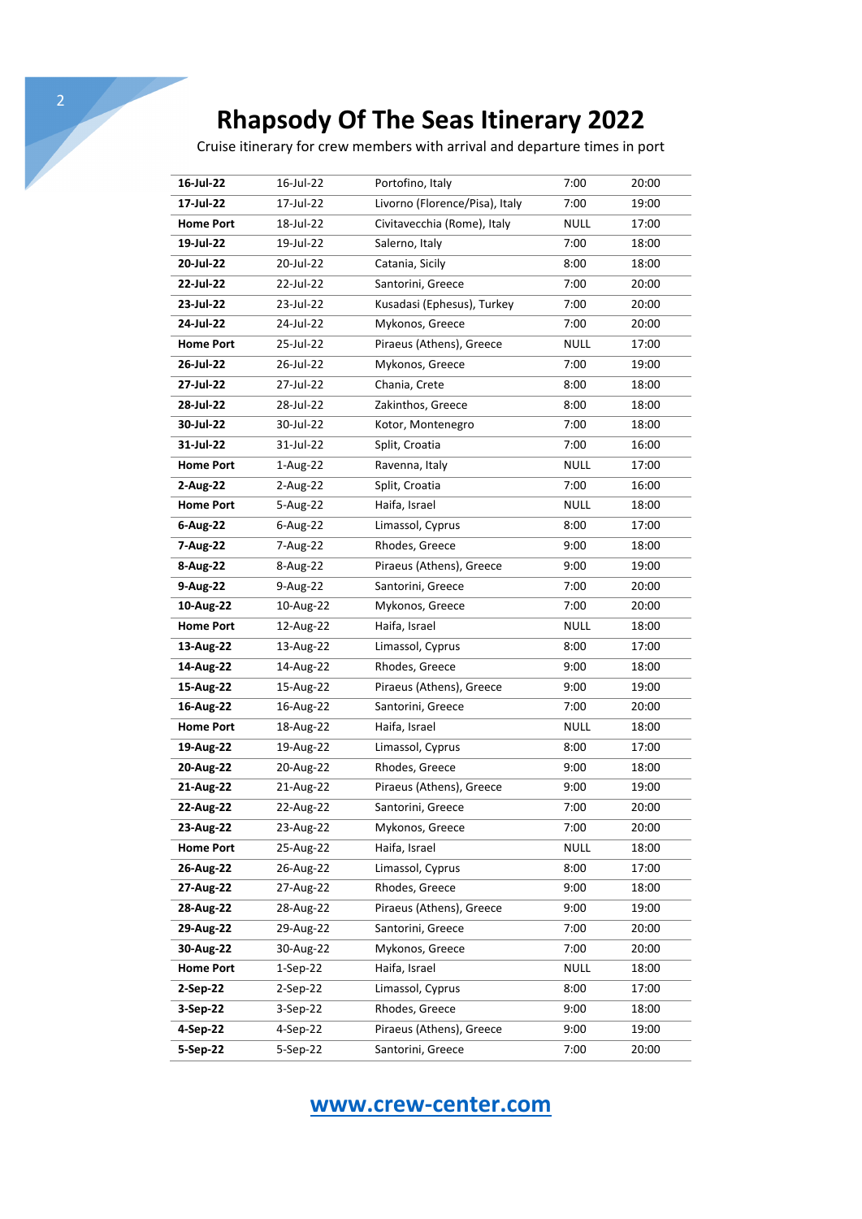# Rhapsody Of The Seas Itinerary 2022

Cruise itinerary for crew members with arrival and departure times in port

| | | | | |
|---|---|---|---|---|
| **16-Jul-22** | 16-Jul-22 | Portofino, Italy | 7:00 | 20:00 |
| **17-Jul-22** | 17-Jul-22 | Livorno (Florence/Pisa), Italy | 7:00 | 19:00 |
| **Home Port** | 18-Jul-22 | Civitavecchia (Rome), Italy | NULL | 17:00 |
| **19-Jul-22** | 19-Jul-22 | Salerno, Italy | 7:00 | 18:00 |
| **20-Jul-22** | 20-Jul-22 | Catania, Sicily | 8:00 | 18:00 |
| **22-Jul-22** | 22-Jul-22 | Santorini, Greece | 7:00 | 20:00 |
| **23-Jul-22** | 23-Jul-22 | Kusadasi (Ephesus), Turkey | 7:00 | 20:00 |
| **24-Jul-22** | 24-Jul-22 | Mykonos, Greece | 7:00 | 20:00 |
| **Home Port** | 25-Jul-22 | Piraeus (Athens), Greece | NULL | 17:00 |
| **26-Jul-22** | 26-Jul-22 | Mykonos, Greece | 7:00 | 19:00 |
| **27-Jul-22** | 27-Jul-22 | Chania, Crete | 8:00 | 18:00 |
| **28-Jul-22** | 28-Jul-22 | Zakinthos, Greece | 8:00 | 18:00 |
| **30-Jul-22** | 30-Jul-22 | Kotor, Montenegro | 7:00 | 18:00 |
| **31-Jul-22** | 31-Jul-22 | Split, Croatia | 7:00 | 16:00 |
| **Home Port** | 1-Aug-22 | Ravenna, Italy | NULL | 17:00 |
| **2-Aug-22** | 2-Aug-22 | Split, Croatia | 7:00 | 16:00 |
| **Home Port** | 5-Aug-22 | Haifa, Israel | NULL | 18:00 |
| **6-Aug-22** | 6-Aug-22 | Limassol, Cyprus | 8:00 | 17:00 |
| **7-Aug-22** | 7-Aug-22 | Rhodes, Greece | 9:00 | 18:00 |
| **8-Aug-22** | 8-Aug-22 | Piraeus (Athens), Greece | 9:00 | 19:00 |
| **9-Aug-22** | 9-Aug-22 | Santorini, Greece | 7:00 | 20:00 |
| **10-Aug-22** | 10-Aug-22 | Mykonos, Greece | 7:00 | 20:00 |
| **Home Port** | 12-Aug-22 | Haifa, Israel | NULL | 18:00 |
| **13-Aug-22** | 13-Aug-22 | Limassol, Cyprus | 8:00 | 17:00 |
| **14-Aug-22** | 14-Aug-22 | Rhodes, Greece | 9:00 | 18:00 |
| **15-Aug-22** | 15-Aug-22 | Piraeus (Athens), Greece | 9:00 | 19:00 |
| **16-Aug-22** | 16-Aug-22 | Santorini, Greece | 7:00 | 20:00 |
| **Home Port** | 18-Aug-22 | Haifa, Israel | NULL | 18:00 |
| **19-Aug-22** | 19-Aug-22 | Limassol, Cyprus | 8:00 | 17:00 |
| **20-Aug-22** | 20-Aug-22 | Rhodes, Greece | 9:00 | 18:00 |
| **21-Aug-22** | 21-Aug-22 | Piraeus (Athens), Greece | 9:00 | 19:00 |
| **22-Aug-22** | 22-Aug-22 | Santorini, Greece | 7:00 | 20:00 |
| **23-Aug-22** | 23-Aug-22 | Mykonos, Greece | 7:00 | 20:00 |
| **Home Port** | 25-Aug-22 | Haifa, Israel | NULL | 18:00 |
| **26-Aug-22** | 26-Aug-22 | Limassol, Cyprus | 8:00 | 17:00 |
| **27-Aug-22** | 27-Aug-22 | Rhodes, Greece | 9:00 | 18:00 |
| **28-Aug-22** | 28-Aug-22 | Piraeus (Athens), Greece | 9:00 | 19:00 |
| **29-Aug-22** | 29-Aug-22 | Santorini, Greece | 7:00 | 20:00 |
| **30-Aug-22** | 30-Aug-22 | Mykonos, Greece | 7:00 | 20:00 |
| **Home Port** | 1-Sep-22 | Haifa, Israel | NULL | 18:00 |
| **2-Sep-22** | 2-Sep-22 | Limassol, Cyprus | 8:00 | 17:00 |
| **3-Sep-22** | 3-Sep-22 | Rhodes, Greece | 9:00 | 18:00 |
| **4-Sep-22** | 4-Sep-22 | Piraeus (Athens), Greece | 9:00 | 19:00 |
| **5-Sep-22** | 5-Sep-22 | Santorini, Greece | 7:00 | 20:00 |

www.crew-center.com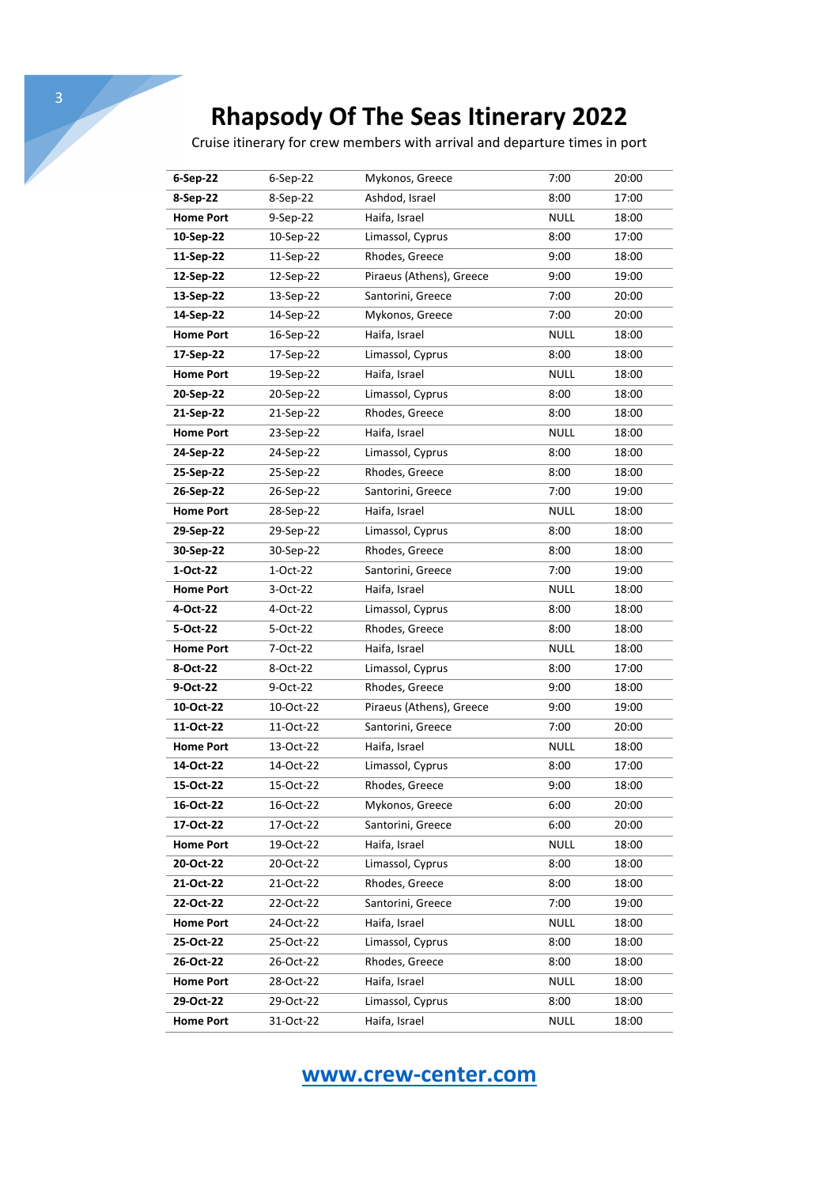# Rhapsody Of The Seas Itinerary 2022

Cruise itinerary for crew members with arrival and departure times in port

| | | | | |
|---|---|---|---|---|
| **6-Sep-22** | 6-Sep-22 | Mykonos, Greece | 7:00 | 20:00 |
| **8-Sep-22** | 8-Sep-22 | Ashdod, Israel | 8:00 | 17:00 |
| **Home Port** | 9-Sep-22 | Haifa, Israel | NULL | 18:00 |
| **10-Sep-22** | 10-Sep-22 | Limassol, Cyprus | 8:00 | 17:00 |
| **11-Sep-22** | 11-Sep-22 | Rhodes, Greece | 9:00 | 18:00 |
| **12-Sep-22** | 12-Sep-22 | Piraeus (Athens), Greece | 9:00 | 19:00 |
| **13-Sep-22** | 13-Sep-22 | Santorini, Greece | 7:00 | 20:00 |
| **14-Sep-22** | 14-Sep-22 | Mykonos, Greece | 7:00 | 20:00 |
| **Home Port** | 16-Sep-22 | Haifa, Israel | NULL | 18:00 |
| **17-Sep-22** | 17-Sep-22 | Limassol, Cyprus | 8:00 | 18:00 |
| **Home Port** | 19-Sep-22 | Haifa, Israel | NULL | 18:00 |
| **20-Sep-22** | 20-Sep-22 | Limassol, Cyprus | 8:00 | 18:00 |
| **21-Sep-22** | 21-Sep-22 | Rhodes, Greece | 8:00 | 18:00 |
| **Home Port** | 23-Sep-22 | Haifa, Israel | NULL | 18:00 |
| **24-Sep-22** | 24-Sep-22 | Limassol, Cyprus | 8:00 | 18:00 |
| **25-Sep-22** | 25-Sep-22 | Rhodes, Greece | 8:00 | 18:00 |
| **26-Sep-22** | 26-Sep-22 | Santorini, Greece | 7:00 | 19:00 |
| **Home Port** | 28-Sep-22 | Haifa, Israel | NULL | 18:00 |
| **29-Sep-22** | 29-Sep-22 | Limassol, Cyprus | 8:00 | 18:00 |
| **30-Sep-22** | 30-Sep-22 | Rhodes, Greece | 8:00 | 18:00 |
| **1-Oct-22** | 1-Oct-22 | Santorini, Greece | 7:00 | 19:00 |
| **Home Port** | 3-Oct-22 | Haifa, Israel | NULL | 18:00 |
| **4-Oct-22** | 4-Oct-22 | Limassol, Cyprus | 8:00 | 18:00 |
| **5-Oct-22** | 5-Oct-22 | Rhodes, Greece | 8:00 | 18:00 |
| **Home Port** | 7-Oct-22 | Haifa, Israel | NULL | 18:00 |
| **8-Oct-22** | 8-Oct-22 | Limassol, Cyprus | 8:00 | 17:00 |
| **9-Oct-22** | 9-Oct-22 | Rhodes, Greece | 9:00 | 18:00 |
| **10-Oct-22** | 10-Oct-22 | Piraeus (Athens), Greece | 9:00 | 19:00 |
| **11-Oct-22** | 11-Oct-22 | Santorini, Greece | 7:00 | 20:00 |
| **Home Port** | 13-Oct-22 | Haifa, Israel | NULL | 18:00 |
| **14-Oct-22** | 14-Oct-22 | Limassol, Cyprus | 8:00 | 17:00 |
| **15-Oct-22** | 15-Oct-22 | Rhodes, Greece | 9:00 | 18:00 |
| **16-Oct-22** | 16-Oct-22 | Mykonos, Greece | 6:00 | 20:00 |
| **17-Oct-22** | 17-Oct-22 | Santorini, Greece | 6:00 | 20:00 |
| **Home Port** | 19-Oct-22 | Haifa, Israel | NULL | 18:00 |
| **20-Oct-22** | 20-Oct-22 | Limassol, Cyprus | 8:00 | 18:00 |
| **21-Oct-22** | 21-Oct-22 | Rhodes, Greece | 8:00 | 18:00 |
| **22-Oct-22** | 22-Oct-22 | Santorini, Greece | 7:00 | 19:00 |
| **Home Port** | 24-Oct-22 | Haifa, Israel | NULL | 18:00 |
| **25-Oct-22** | 25-Oct-22 | Limassol, Cyprus | 8:00 | 18:00 |
| **26-Oct-22** | 26-Oct-22 | Rhodes, Greece | 8:00 | 18:00 |
| **Home Port** | 28-Oct-22 | Haifa, Israel | NULL | 18:00 |
| **29-Oct-22** | 29-Oct-22 | Limassol, Cyprus | 8:00 | 18:00 |
| **Home Port** | 31-Oct-22 | Haifa, Israel | NULL | 18:00 |

**www.crew-center.com**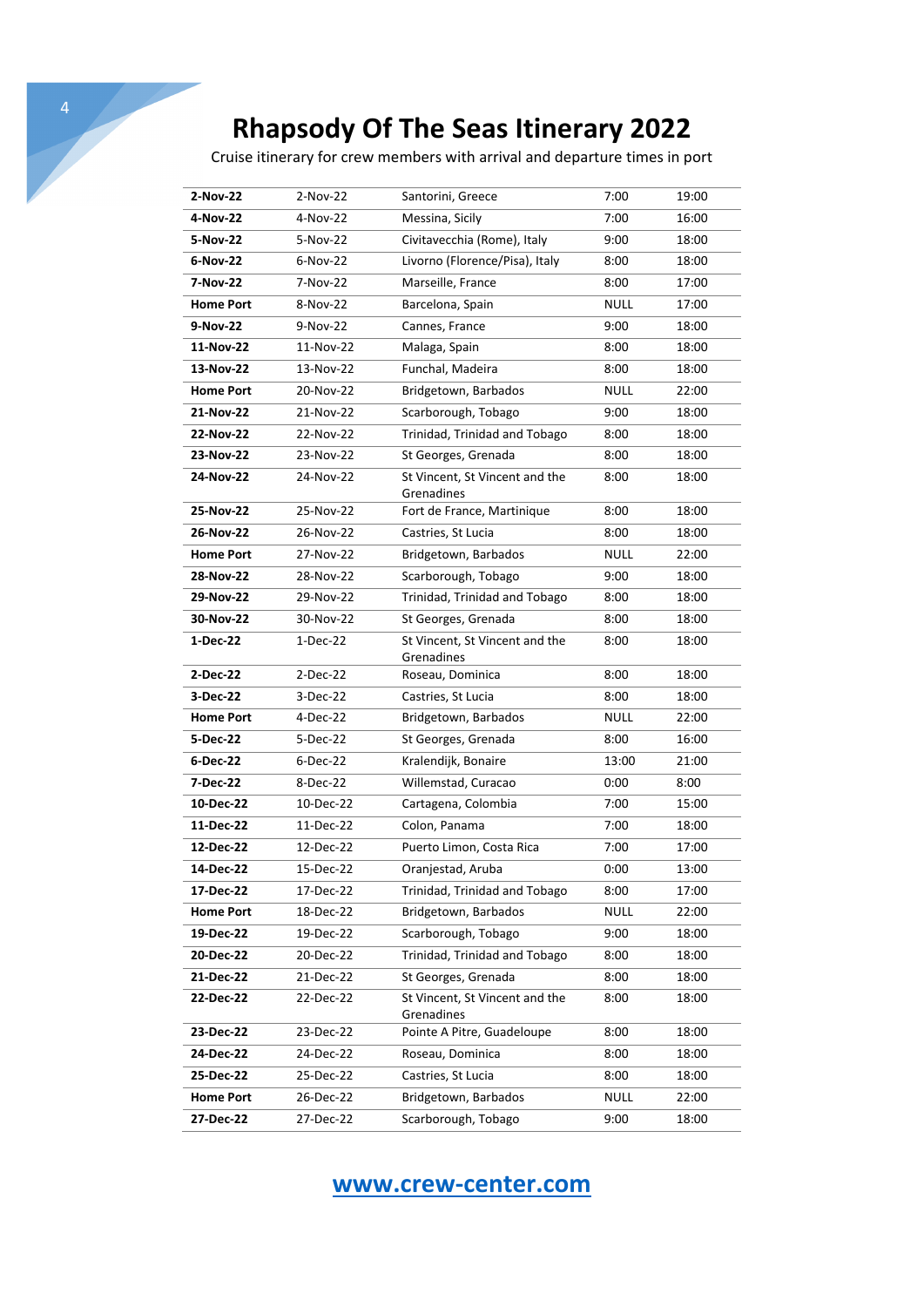# Rhapsody Of The Seas Itinerary 2022

Cruise itinerary for crew members with arrival and departure times in port

| | | | | |
|---|---|---|---|---|
| **2-Nov-22** | 2-Nov-22 | Santorini, Greece | 7:00 | 19:00 |
| **4-Nov-22** | 4-Nov-22 | Messina, Sicily | 7:00 | 16:00 |
| **5-Nov-22** | 5-Nov-22 | Civitavecchia (Rome), Italy | 9:00 | 18:00 |
| **6-Nov-22** | 6-Nov-22 | Livorno (Florence/Pisa), Italy | 8:00 | 18:00 |
| **7-Nov-22** | 7-Nov-22 | Marseille, France | 8:00 | 17:00 |
| **Home Port** | 8-Nov-22 | Barcelona, Spain | NULL | 17:00 |
| **9-Nov-22** | 9-Nov-22 | Cannes, France | 9:00 | 18:00 |
| **11-Nov-22** | 11-Nov-22 | Malaga, Spain | 8:00 | 18:00 |
| **13-Nov-22** | 13-Nov-22 | Funchal, Madeira | 8:00 | 18:00 |
| **Home Port** | 20-Nov-22 | Bridgetown, Barbados | NULL | 22:00 |
| **21-Nov-22** | 21-Nov-22 | Scarborough, Tobago | 9:00 | 18:00 |
| **22-Nov-22** | 22-Nov-22 | Trinidad, Trinidad and Tobago | 8:00 | 18:00 |
| **23-Nov-22** | 23-Nov-22 | St Georges, Grenada | 8:00 | 18:00 |
| **24-Nov-22** | 24-Nov-22 | St Vincent, St Vincent and the Grenadines | 8:00 | 18:00 |
| **25-Nov-22** | 25-Nov-22 | Fort de France, Martinique | 8:00 | 18:00 |
| **26-Nov-22** | 26-Nov-22 | Castries, St Lucia | 8:00 | 18:00 |
| **Home Port** | 27-Nov-22 | Bridgetown, Barbados | NULL | 22:00 |
| **28-Nov-22** | 28-Nov-22 | Scarborough, Tobago | 9:00 | 18:00 |
| **29-Nov-22** | 29-Nov-22 | Trinidad, Trinidad and Tobago | 8:00 | 18:00 |
| **30-Nov-22** | 30-Nov-22 | St Georges, Grenada | 8:00 | 18:00 |
| **1-Dec-22** | 1-Dec-22 | St Vincent, St Vincent and the Grenadines | 8:00 | 18:00 |
| **2-Dec-22** | 2-Dec-22 | Roseau, Dominica | 8:00 | 18:00 |
| **3-Dec-22** | 3-Dec-22 | Castries, St Lucia | 8:00 | 18:00 |
| **Home Port** | 4-Dec-22 | Bridgetown, Barbados | NULL | 22:00 |
| **5-Dec-22** | 5-Dec-22 | St Georges, Grenada | 8:00 | 16:00 |
| **6-Dec-22** | 6-Dec-22 | Kralendijk, Bonaire | 13:00 | 21:00 |
| **7-Dec-22** | 8-Dec-22 | Willemstad, Curacao | 0:00 | 8:00 |
| **10-Dec-22** | 10-Dec-22 | Cartagena, Colombia | 7:00 | 15:00 |
| **11-Dec-22** | 11-Dec-22 | Colon, Panama | 7:00 | 18:00 |
| **12-Dec-22** | 12-Dec-22 | Puerto Limon, Costa Rica | 7:00 | 17:00 |
| **14-Dec-22** | 15-Dec-22 | Oranjestad, Aruba | 0:00 | 13:00 |
| **17-Dec-22** | 17-Dec-22 | Trinidad, Trinidad and Tobago | 8:00 | 17:00 |
| **Home Port** | 18-Dec-22 | Bridgetown, Barbados | NULL | 22:00 |
| **19-Dec-22** | 19-Dec-22 | Scarborough, Tobago | 9:00 | 18:00 |
| **20-Dec-22** | 20-Dec-22 | Trinidad, Trinidad and Tobago | 8:00 | 18:00 |
| **21-Dec-22** | 21-Dec-22 | St Georges, Grenada | 8:00 | 18:00 |
| **22-Dec-22** | 22-Dec-22 | St Vincent, St Vincent and the Grenadines | 8:00 | 18:00 |
| **23-Dec-22** | 23-Dec-22 | Pointe A Pitre, Guadeloupe | 8:00 | 18:00 |
| **24-Dec-22** | 24-Dec-22 | Roseau, Dominica | 8:00 | 18:00 |
| **25-Dec-22** | 25-Dec-22 | Castries, St Lucia | 8:00 | 18:00 |
| **Home Port** | 26-Dec-22 | Bridgetown, Barbados | NULL | 22:00 |
| **27-Dec-22** | 27-Dec-22 | Scarborough, Tobago | 9:00 | 18:00 |

**www.crew-center.com**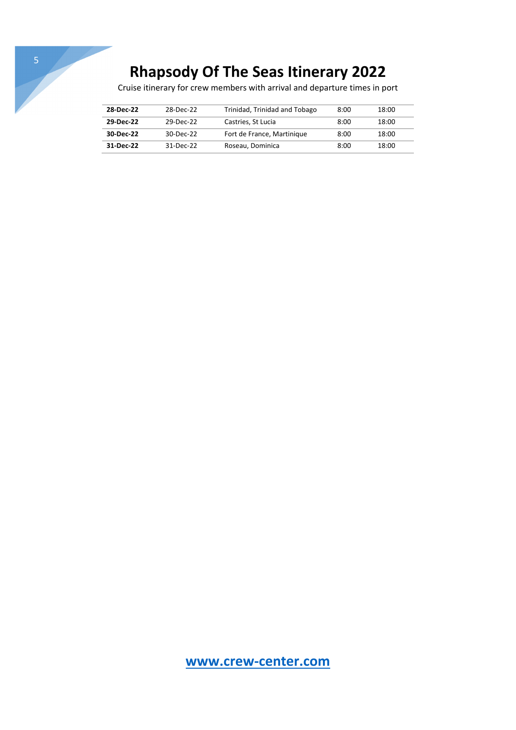# Rhapsody Of The Seas Itinerary 2022

Cruise itinerary for crew members with arrival and departure times in port

| | | | | |
|---|---|---|---|---|
| **28-Dec-22** | 28-Dec-22 | Trinidad, Trinidad and Tobago | 8:00 | 18:00 |
| **29-Dec-22** | 29-Dec-22 | Castries, St Lucia | 8:00 | 18:00 |
| **30-Dec-22** | 30-Dec-22 | Fort de France, Martinique | 8:00 | 18:00 |
| **31-Dec-22** | 31-Dec-22 | Roseau, Dominica | 8:00 | 18:00 |

**www.crew-center.com**